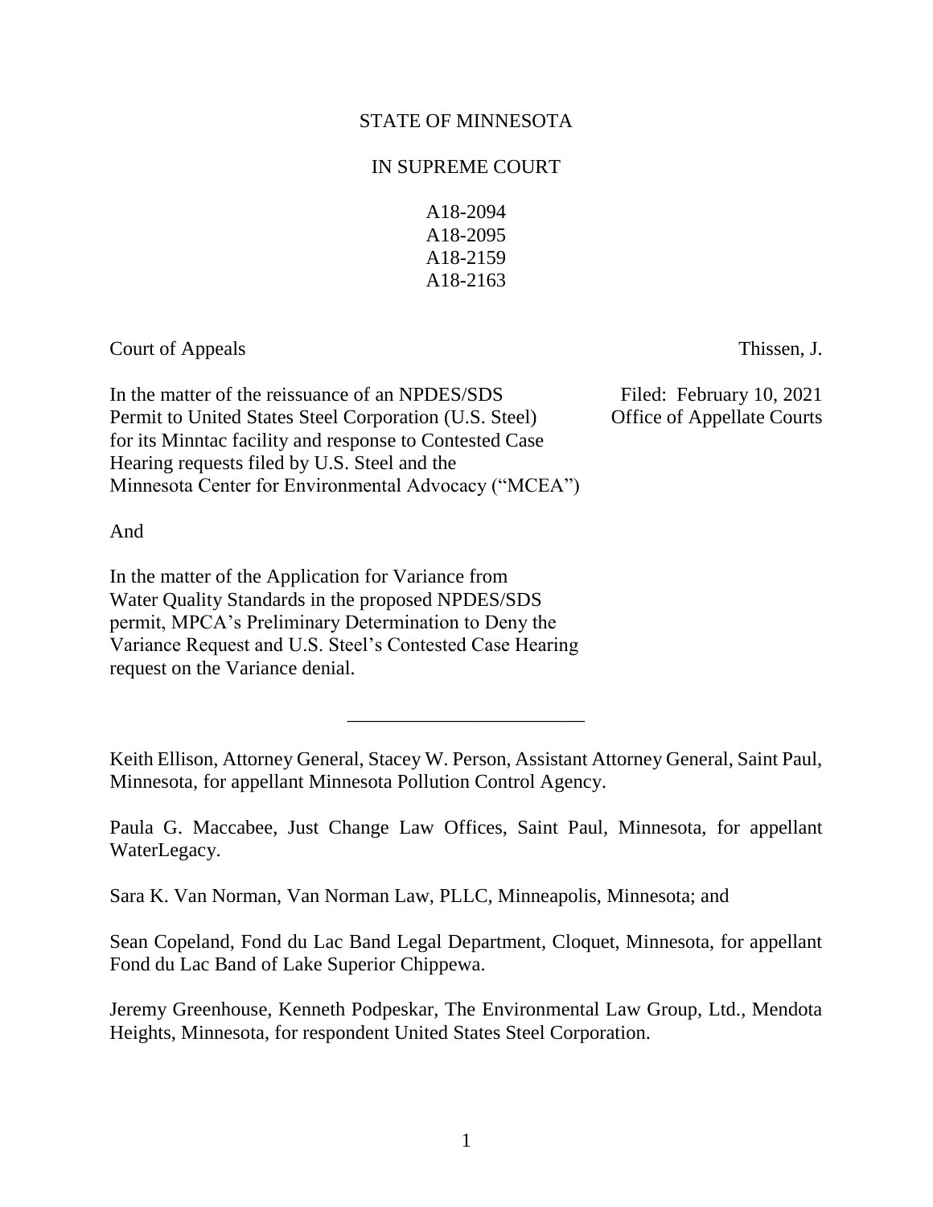STATE OF MINNESOTA

IN SUPREME COURT

A18-2094
A18-2095
A18-2159
A18-2163

Court of Appeals Thissen, J.

In the matter of the reissuance of an NPDES/SDS Permit to United States Steel Corporation (U.S. Steel) for its Minntac facility and response to Contested Case Hearing requests filed by U.S. Steel and the Minnesota Center for Environmental Advocacy ("MCEA")

Filed: February 10, 2021
Office of Appellate Courts

And

In the matter of the Application for Variance from Water Quality Standards in the proposed NPDES/SDS permit, MPCA's Preliminary Determination to Deny the Variance Request and U.S. Steel's Contested Case Hearing request on the Variance denial.

---

Keith Ellison, Attorney General, Stacey W. Person, Assistant Attorney General, Saint Paul, Minnesota, for appellant Minnesota Pollution Control Agency.

Paula G. Maccabee, Just Change Law Offices, Saint Paul, Minnesota, for appellant WaterLegacy.

Sara K. Van Norman, Van Norman Law, PLLC, Minneapolis, Minnesota; and

Sean Copeland, Fond du Lac Band Legal Department, Cloquet, Minnesota, for appellant Fond du Lac Band of Lake Superior Chippewa.

Jeremy Greenhouse, Kenneth Podpeskar, The Environmental Law Group, Ltd., Mendota Heights, Minnesota, for respondent United States Steel Corporation.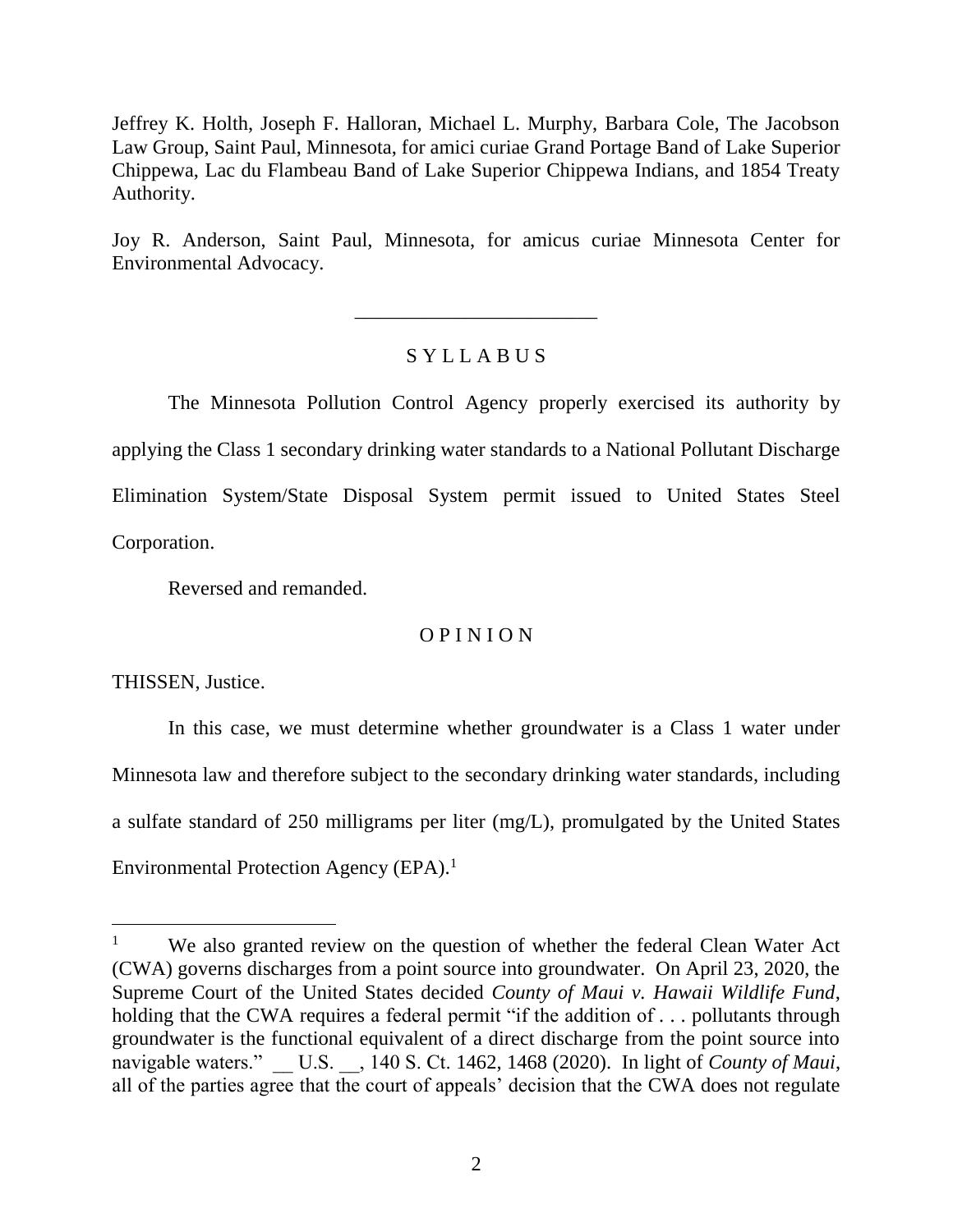Jeffrey K. Holth, Joseph F. Halloran, Michael L. Murphy, Barbara Cole, The Jacobson Law Group, Saint Paul, Minnesota, for amici curiae Grand Portage Band of Lake Superior Chippewa, Lac du Flambeau Band of Lake Superior Chippewa Indians, and 1854 Treaty Authority.

Joy R. Anderson, Saint Paul, Minnesota, for amicus curiae Minnesota Center for Environmental Advocacy.

---

## S Y L L A B U S

The Minnesota Pollution Control Agency properly exercised its authority by applying the Class 1 secondary drinking water standards to a National Pollutant Discharge Elimination System/State Disposal System permit issued to United States Steel Corporation.

Reversed and remanded.

## O P I N I O N

THISSEN, Justice.

In this case, we must determine whether groundwater is a Class 1 water under Minnesota law and therefore subject to the secondary drinking water standards, including a sulfate standard of 250 milligrams per liter (mg/L), promulgated by the United States Environmental Protection Agency (EPA).[1]

---

[1] We also granted review on the question of whether the federal Clean Water Act (CWA) governs discharges from a point source into groundwater. On April 23, 2020, the Supreme Court of the United States decided *County of Maui v. Hawaii Wildlife Fund*, holding that the CWA requires a federal permit "if the addition of . . . pollutants through groundwater is the functional equivalent of a direct discharge from the point source into navigable waters." __ U.S. __, 140 S. Ct. 1462, 1468 (2020). In light of *County of Maui*, all of the parties agree that the court of appeals' decision that the CWA does not regulate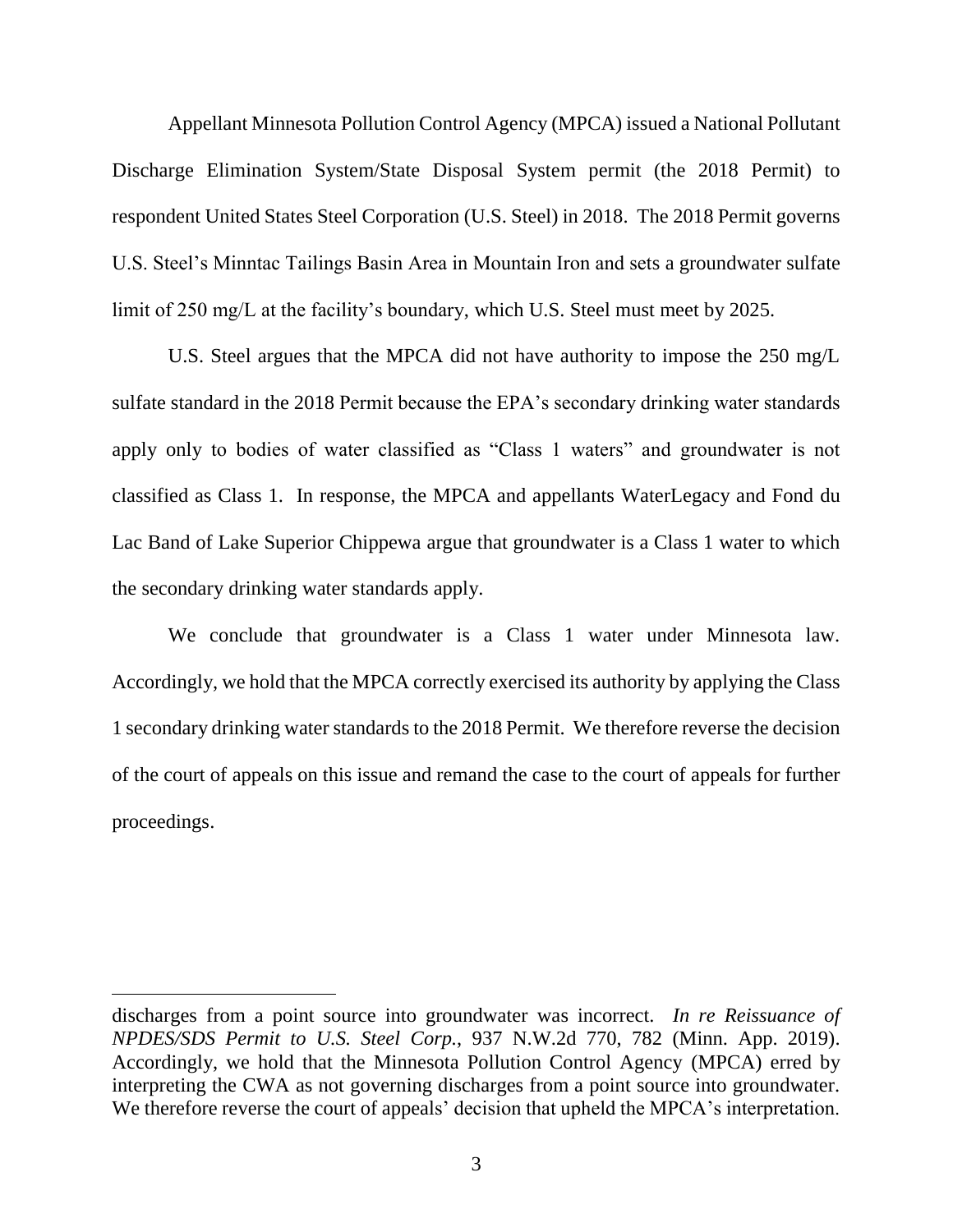Appellant Minnesota Pollution Control Agency (MPCA) issued a National Pollutant Discharge Elimination System/State Disposal System permit (the 2018 Permit) to respondent United States Steel Corporation (U.S. Steel) in 2018. The 2018 Permit governs U.S. Steel's Minntac Tailings Basin Area in Mountain Iron and sets a groundwater sulfate limit of 250 mg/L at the facility's boundary, which U.S. Steel must meet by 2025.

U.S. Steel argues that the MPCA did not have authority to impose the 250 mg/L sulfate standard in the 2018 Permit because the EPA's secondary drinking water standards apply only to bodies of water classified as "Class 1 waters" and groundwater is not classified as Class 1. In response, the MPCA and appellants WaterLegacy and Fond du Lac Band of Lake Superior Chippewa argue that groundwater is a Class 1 water to which the secondary drinking water standards apply.

We conclude that groundwater is a Class 1 water under Minnesota law. Accordingly, we hold that the MPCA correctly exercised its authority by applying the Class 1 secondary drinking water standards to the 2018 Permit. We therefore reverse the decision of the court of appeals on this issue and remand the case to the court of appeals for further proceedings.

---

discharges from a point source into groundwater was incorrect. *In re Reissuance of NPDES/SDS Permit to U.S. Steel Corp.*, 937 N.W.2d 770, 782 (Minn. App. 2019). Accordingly, we hold that the Minnesota Pollution Control Agency (MPCA) erred by interpreting the CWA as not governing discharges from a point source into groundwater. We therefore reverse the court of appeals' decision that upheld the MPCA's interpretation.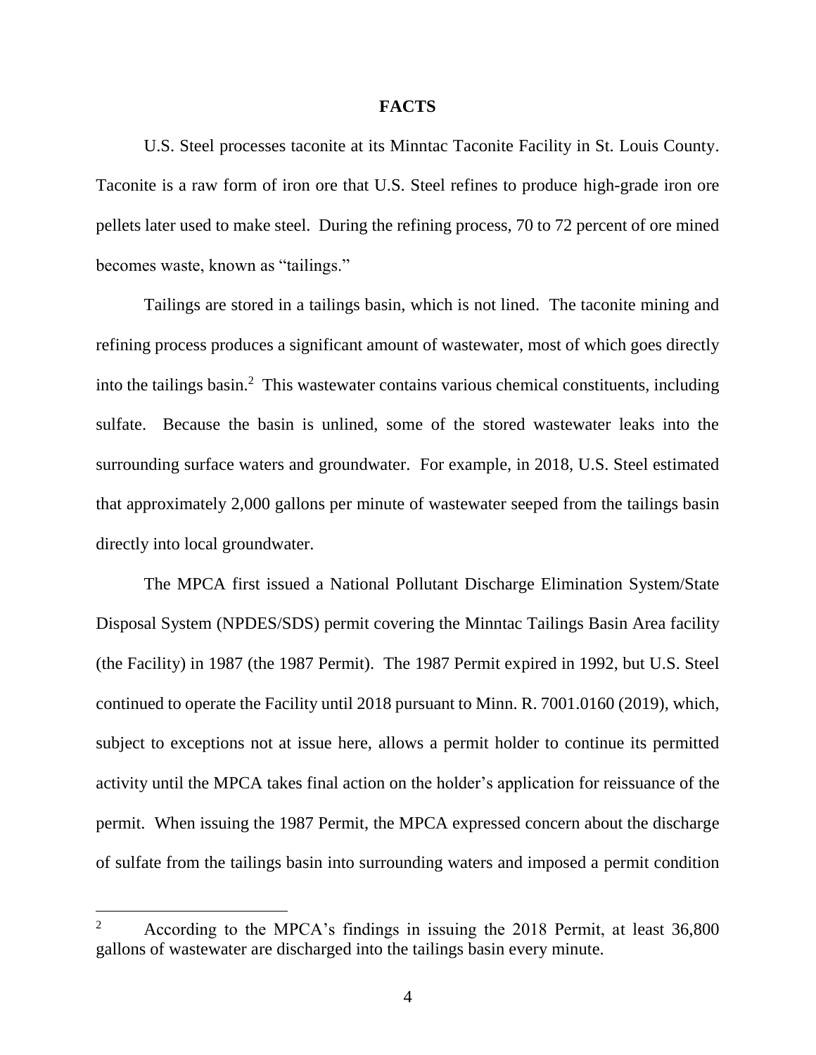## FACTS

U.S. Steel processes taconite at its Minntac Taconite Facility in St. Louis County. Taconite is a raw form of iron ore that U.S. Steel refines to produce high-grade iron ore pellets later used to make steel. During the refining process, 70 to 72 percent of ore mined becomes waste, known as "tailings."

Tailings are stored in a tailings basin, which is not lined. The taconite mining and refining process produces a significant amount of wastewater, most of which goes directly into the tailings basin.[2] This wastewater contains various chemical constituents, including sulfate. Because the basin is unlined, some of the stored wastewater leaks into the surrounding surface waters and groundwater. For example, in 2018, U.S. Steel estimated that approximately 2,000 gallons per minute of wastewater seeped from the tailings basin directly into local groundwater.

The MPCA first issued a National Pollutant Discharge Elimination System/State Disposal System (NPDES/SDS) permit covering the Minntac Tailings Basin Area facility (the Facility) in 1987 (the 1987 Permit). The 1987 Permit expired in 1992, but U.S. Steel continued to operate the Facility until 2018 pursuant to Minn. R. 7001.0160 (2019), which, subject to exceptions not at issue here, allows a permit holder to continue its permitted activity until the MPCA takes final action on the holder's application for reissuance of the permit. When issuing the 1987 Permit, the MPCA expressed concern about the discharge of sulfate from the tailings basin into surrounding waters and imposed a permit condition

---

[2] According to the MPCA's findings in issuing the 2018 Permit, at least 36,800 gallons of wastewater are discharged into the tailings basin every minute.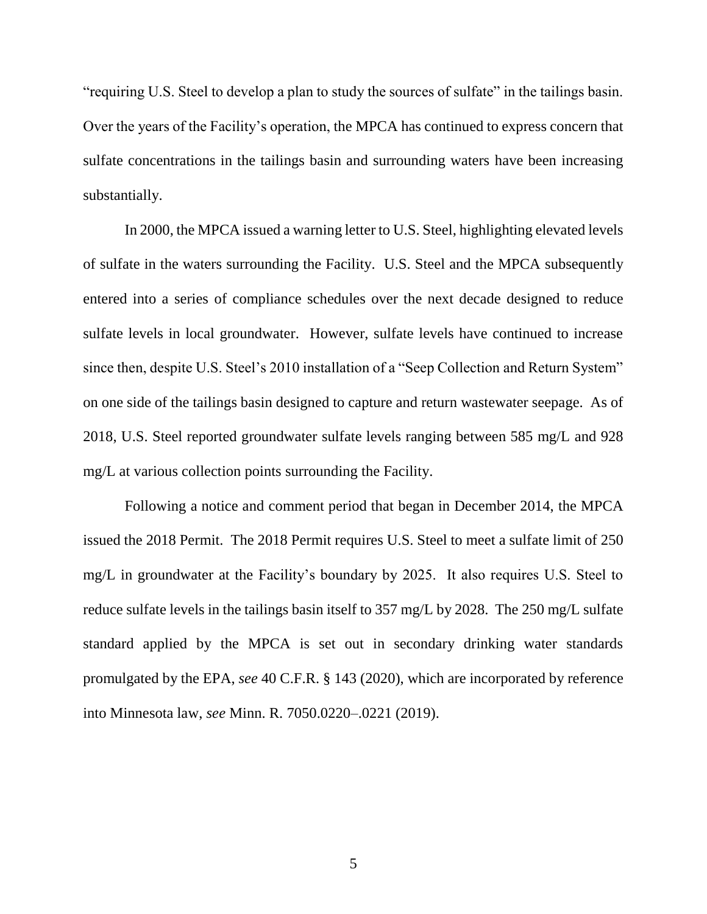"requiring U.S. Steel to develop a plan to study the sources of sulfate" in the tailings basin. Over the years of the Facility's operation, the MPCA has continued to express concern that sulfate concentrations in the tailings basin and surrounding waters have been increasing substantially.

In 2000, the MPCA issued a warning letter to U.S. Steel, highlighting elevated levels of sulfate in the waters surrounding the Facility. U.S. Steel and the MPCA subsequently entered into a series of compliance schedules over the next decade designed to reduce sulfate levels in local groundwater. However, sulfate levels have continued to increase since then, despite U.S. Steel's 2010 installation of a "Seep Collection and Return System" on one side of the tailings basin designed to capture and return wastewater seepage. As of 2018, U.S. Steel reported groundwater sulfate levels ranging between 585 mg/L and 928 mg/L at various collection points surrounding the Facility.

Following a notice and comment period that began in December 2014, the MPCA issued the 2018 Permit. The 2018 Permit requires U.S. Steel to meet a sulfate limit of 250 mg/L in groundwater at the Facility's boundary by 2025. It also requires U.S. Steel to reduce sulfate levels in the tailings basin itself to 357 mg/L by 2028. The 250 mg/L sulfate standard applied by the MPCA is set out in secondary drinking water standards promulgated by the EPA, *see* 40 C.F.R. § 143 (2020), which are incorporated by reference into Minnesota law, *see* Minn. R. 7050.0220–.0221 (2019).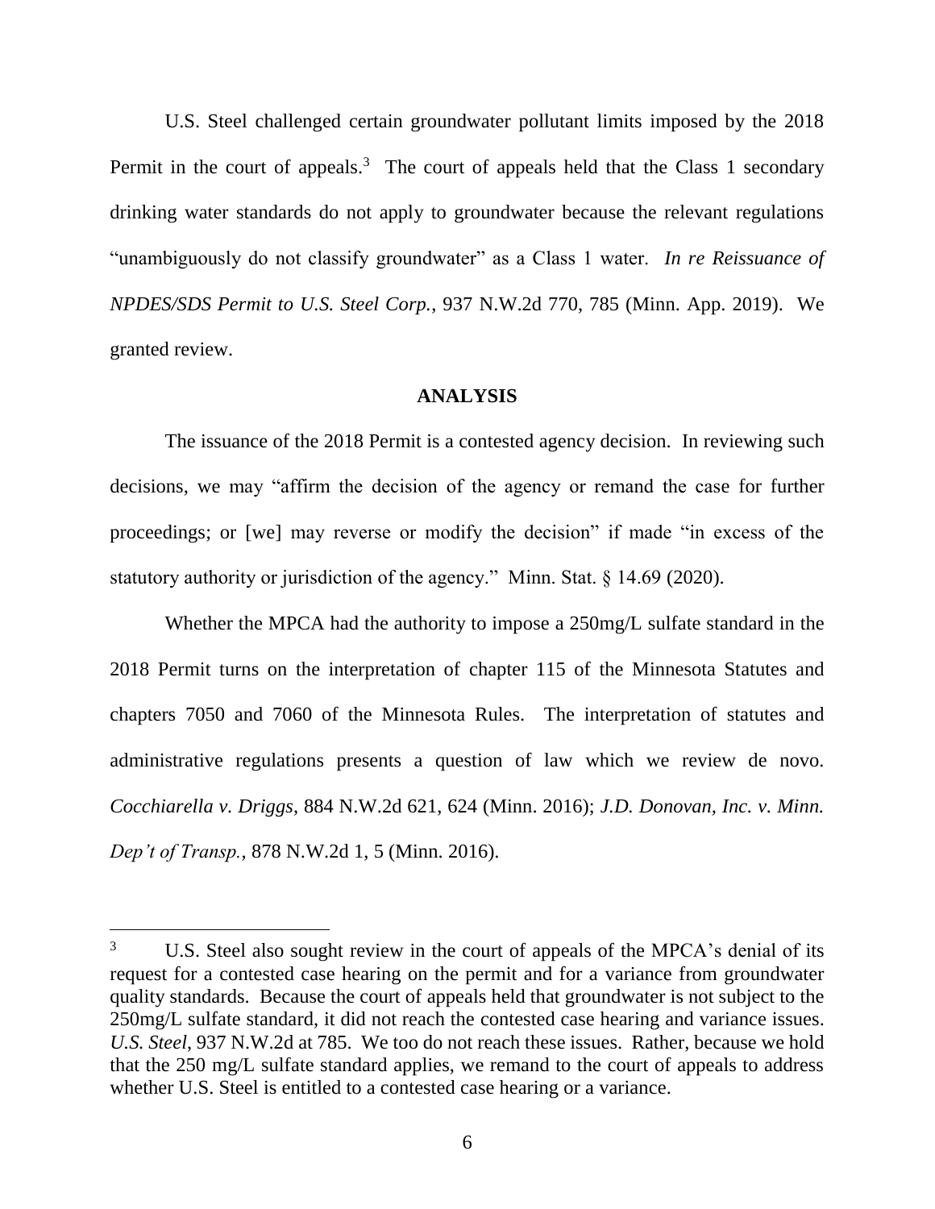U.S. Steel challenged certain groundwater pollutant limits imposed by the 2018 Permit in the court of appeals.[3] The court of appeals held that the Class 1 secondary drinking water standards do not apply to groundwater because the relevant regulations "unambiguously do not classify groundwater" as a Class 1 water. *In re Reissuance of NPDES/SDS Permit to U.S. Steel Corp.*, 937 N.W.2d 770, 785 (Minn. App. 2019). We granted review.

## ANALYSIS

The issuance of the 2018 Permit is a contested agency decision. In reviewing such decisions, we may "affirm the decision of the agency or remand the case for further proceedings; or [we] may reverse or modify the decision" if made "in excess of the statutory authority or jurisdiction of the agency." Minn. Stat. § 14.69 (2020).

Whether the MPCA had the authority to impose a 250mg/L sulfate standard in the 2018 Permit turns on the interpretation of chapter 115 of the Minnesota Statutes and chapters 7050 and 7060 of the Minnesota Rules. The interpretation of statutes and administrative regulations presents a question of law which we review de novo. *Cocchiarella v. Driggs*, 884 N.W.2d 621, 624 (Minn. 2016); *J.D. Donovan, Inc. v. Minn. Dep't of Transp.*, 878 N.W.2d 1, 5 (Minn. 2016).

---

[3] U.S. Steel also sought review in the court of appeals of the MPCA's denial of its request for a contested case hearing on the permit and for a variance from groundwater quality standards. Because the court of appeals held that groundwater is not subject to the 250mg/L sulfate standard, it did not reach the contested case hearing and variance issues. *U.S. Steel*, 937 N.W.2d at 785. We too do not reach these issues. Rather, because we hold that the 250 mg/L sulfate standard applies, we remand to the court of appeals to address whether U.S. Steel is entitled to a contested case hearing or a variance.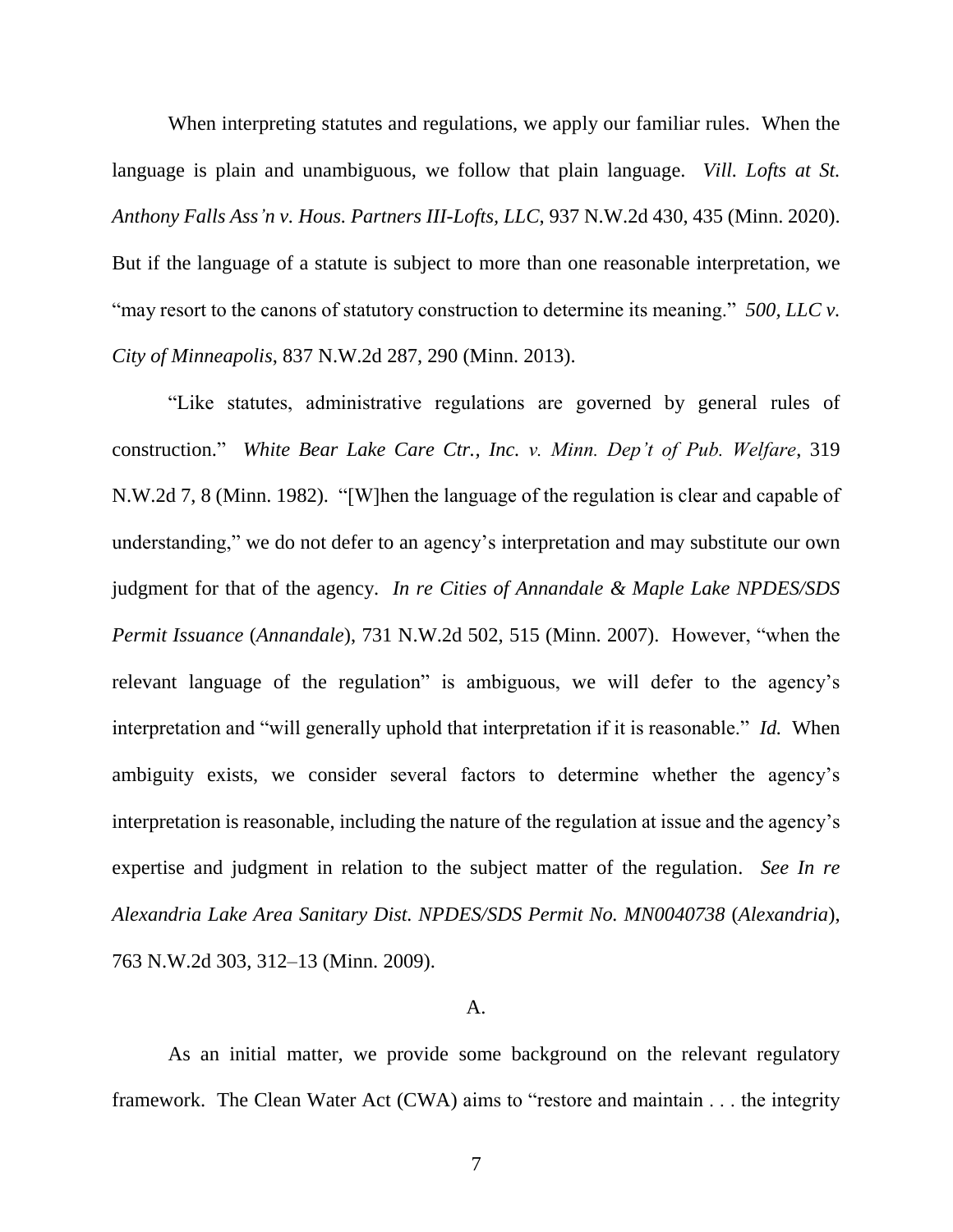When interpreting statutes and regulations, we apply our familiar rules. When the language is plain and unambiguous, we follow that plain language. *Vill. Lofts at St. Anthony Falls Ass'n v. Hous. Partners III-Lofts, LLC*, 937 N.W.2d 430, 435 (Minn. 2020). But if the language of a statute is subject to more than one reasonable interpretation, we "may resort to the canons of statutory construction to determine its meaning." *500, LLC v. City of Minneapolis*, 837 N.W.2d 287, 290 (Minn. 2013).

"Like statutes, administrative regulations are governed by general rules of construction." *White Bear Lake Care Ctr., Inc. v. Minn. Dep't of Pub. Welfare*, 319 N.W.2d 7, 8 (Minn. 1982). "[W]hen the language of the regulation is clear and capable of understanding," we do not defer to an agency's interpretation and may substitute our own judgment for that of the agency. *In re Cities of Annandale & Maple Lake NPDES/SDS Permit Issuance* (*Annandale*), 731 N.W.2d 502, 515 (Minn. 2007). However, "when the relevant language of the regulation" is ambiguous, we will defer to the agency's interpretation and "will generally uphold that interpretation if it is reasonable." *Id.* When ambiguity exists, we consider several factors to determine whether the agency's interpretation is reasonable, including the nature of the regulation at issue and the agency's expertise and judgment in relation to the subject matter of the regulation. *See In re Alexandria Lake Area Sanitary Dist. NPDES/SDS Permit No. MN0040738* (*Alexandria*), 763 N.W.2d 303, 312–13 (Minn. 2009).

### A.

As an initial matter, we provide some background on the relevant regulatory framework. The Clean Water Act (CWA) aims to "restore and maintain . . . the integrity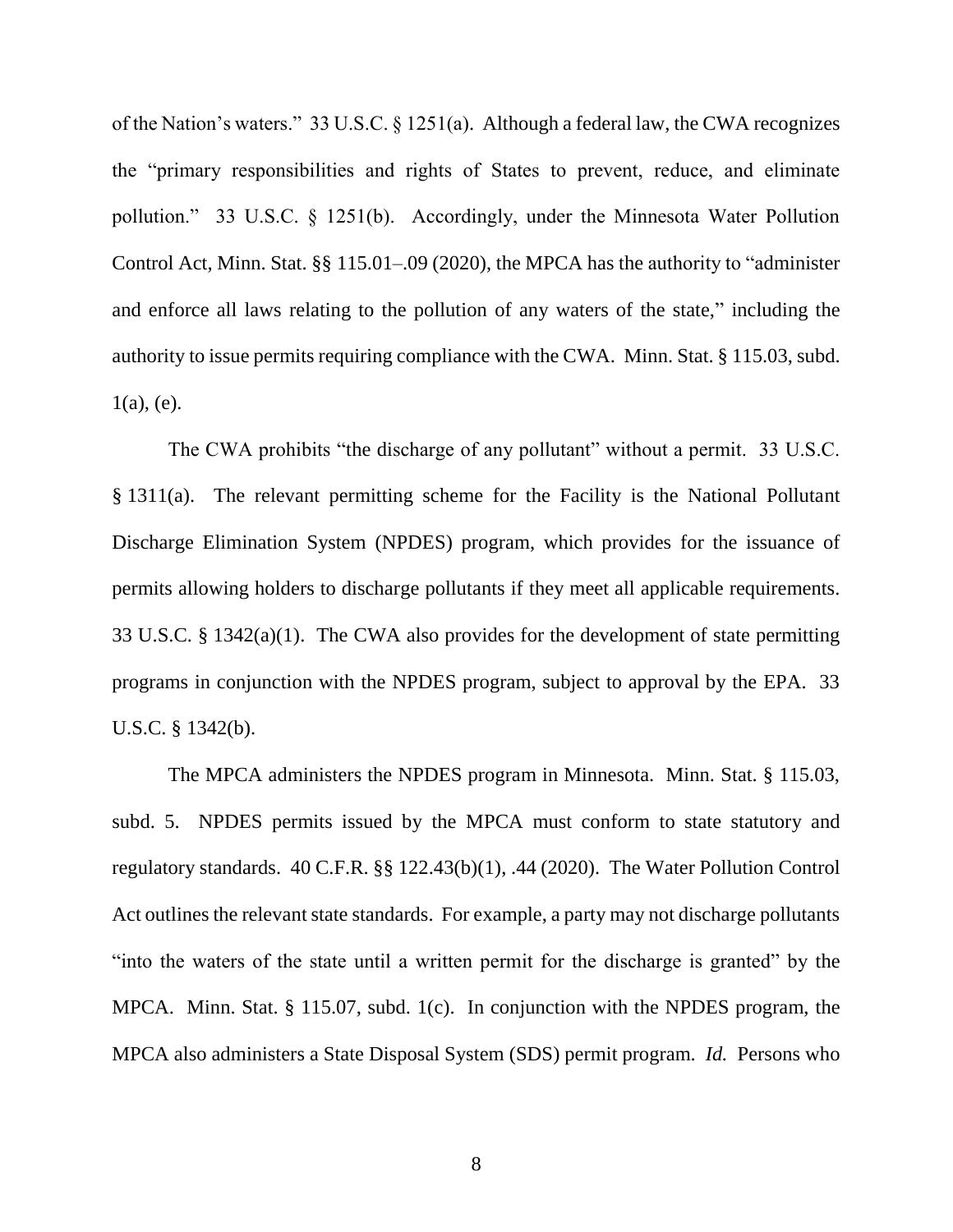of the Nation's waters." 33 U.S.C. § 1251(a). Although a federal law, the CWA recognizes the "primary responsibilities and rights of States to prevent, reduce, and eliminate pollution." 33 U.S.C. § 1251(b). Accordingly, under the Minnesota Water Pollution Control Act, Minn. Stat. §§ 115.01–.09 (2020), the MPCA has the authority to "administer and enforce all laws relating to the pollution of any waters of the state," including the authority to issue permits requiring compliance with the CWA. Minn. Stat. § 115.03, subd. 1(a), (e).

The CWA prohibits "the discharge of any pollutant" without a permit. 33 U.S.C. § 1311(a). The relevant permitting scheme for the Facility is the National Pollutant Discharge Elimination System (NPDES) program, which provides for the issuance of permits allowing holders to discharge pollutants if they meet all applicable requirements. 33 U.S.C. § 1342(a)(1). The CWA also provides for the development of state permitting programs in conjunction with the NPDES program, subject to approval by the EPA. 33 U.S.C. § 1342(b).

The MPCA administers the NPDES program in Minnesota. Minn. Stat. § 115.03, subd. 5. NPDES permits issued by the MPCA must conform to state statutory and regulatory standards. 40 C.F.R. §§ 122.43(b)(1), .44 (2020). The Water Pollution Control Act outlines the relevant state standards. For example, a party may not discharge pollutants "into the waters of the state until a written permit for the discharge is granted" by the MPCA. Minn. Stat. § 115.07, subd. 1(c). In conjunction with the NPDES program, the MPCA also administers a State Disposal System (SDS) permit program. *Id.* Persons who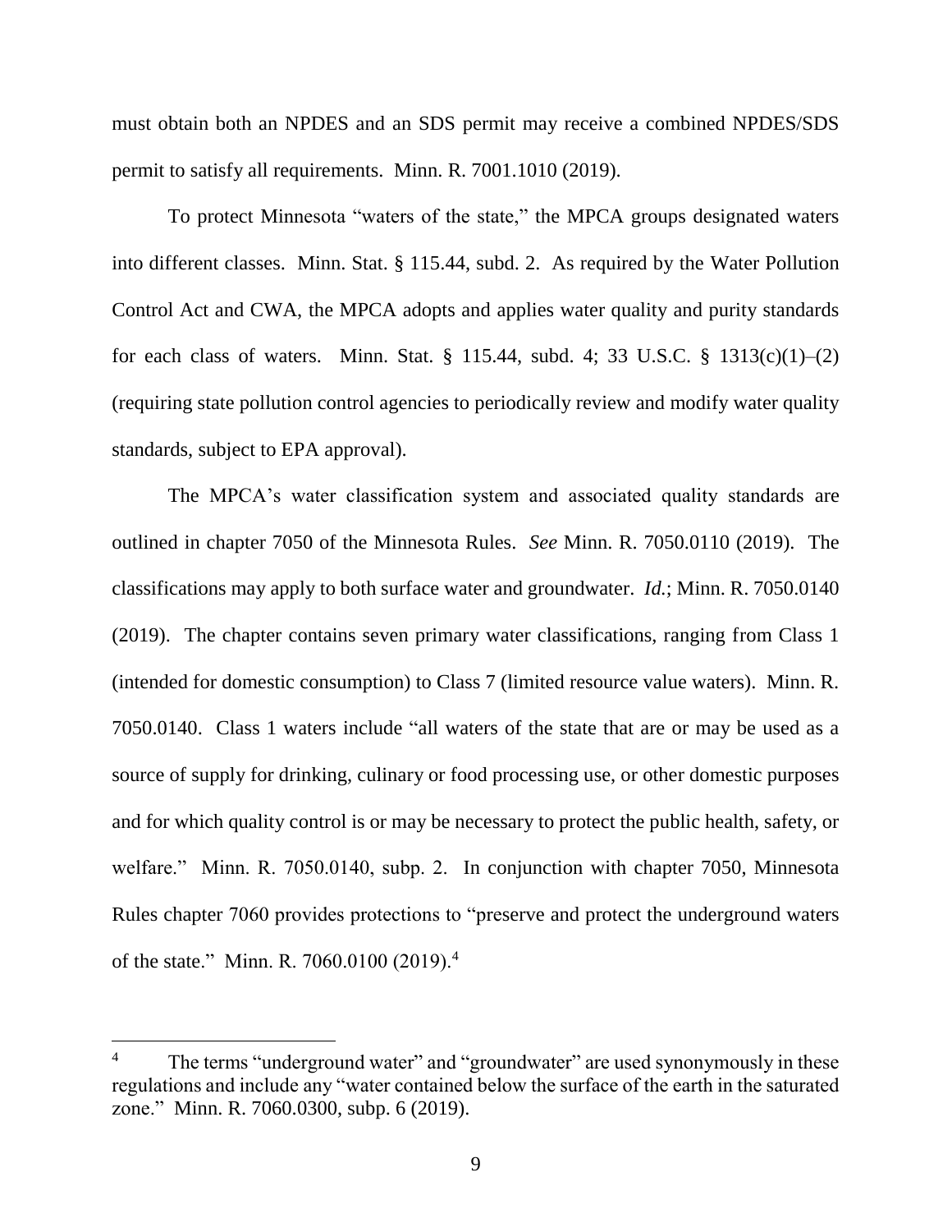must obtain both an NPDES and an SDS permit may receive a combined NPDES/SDS permit to satisfy all requirements. Minn. R. 7001.1010 (2019).

To protect Minnesota "waters of the state," the MPCA groups designated waters into different classes. Minn. Stat. § 115.44, subd. 2. As required by the Water Pollution Control Act and CWA, the MPCA adopts and applies water quality and purity standards for each class of waters. Minn. Stat. § 115.44, subd. 4; 33 U.S.C. § 1313(c)(1)–(2) (requiring state pollution control agencies to periodically review and modify water quality standards, subject to EPA approval).

The MPCA's water classification system and associated quality standards are outlined in chapter 7050 of the Minnesota Rules. *See* Minn. R. 7050.0110 (2019). The classifications may apply to both surface water and groundwater. *Id.*; Minn. R. 7050.0140 (2019). The chapter contains seven primary water classifications, ranging from Class 1 (intended for domestic consumption) to Class 7 (limited resource value waters). Minn. R. 7050.0140. Class 1 waters include "all waters of the state that are or may be used as a source of supply for drinking, culinary or food processing use, or other domestic purposes and for which quality control is or may be necessary to protect the public health, safety, or welfare." Minn. R. 7050.0140, subp. 2. In conjunction with chapter 7050, Minnesota Rules chapter 7060 provides protections to "preserve and protect the underground waters of the state." Minn. R. 7060.0100 (2019).[4]

---

[4] The terms "underground water" and "groundwater" are used synonymously in these regulations and include any "water contained below the surface of the earth in the saturated zone." Minn. R. 7060.0300, subp. 6 (2019).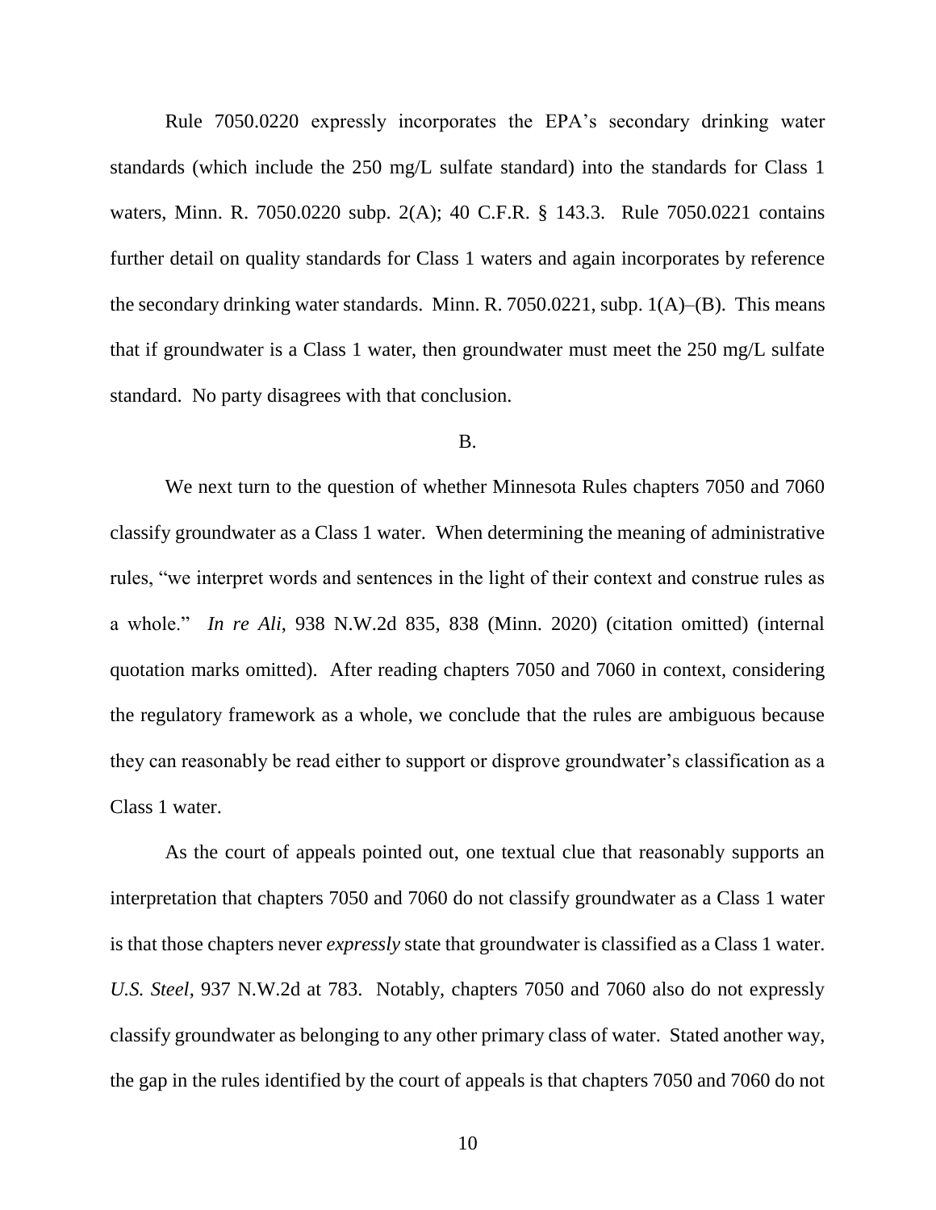Rule 7050.0220 expressly incorporates the EPA's secondary drinking water standards (which include the 250 mg/L sulfate standard) into the standards for Class 1 waters, Minn. R. 7050.0220 subp. 2(A); 40 C.F.R. § 143.3. Rule 7050.0221 contains further detail on quality standards for Class 1 waters and again incorporates by reference the secondary drinking water standards. Minn. R. 7050.0221, subp. 1(A)–(B). This means that if groundwater is a Class 1 water, then groundwater must meet the 250 mg/L sulfate standard. No party disagrees with that conclusion.

B.

We next turn to the question of whether Minnesota Rules chapters 7050 and 7060 classify groundwater as a Class 1 water. When determining the meaning of administrative rules, "we interpret words and sentences in the light of their context and construe rules as a whole." *In re Ali*, 938 N.W.2d 835, 838 (Minn. 2020) (citation omitted) (internal quotation marks omitted). After reading chapters 7050 and 7060 in context, considering the regulatory framework as a whole, we conclude that the rules are ambiguous because they can reasonably be read either to support or disprove groundwater's classification as a Class 1 water.

As the court of appeals pointed out, one textual clue that reasonably supports an interpretation that chapters 7050 and 7060 do not classify groundwater as a Class 1 water is that those chapters never *expressly* state that groundwater is classified as a Class 1 water. *U.S. Steel*, 937 N.W.2d at 783. Notably, chapters 7050 and 7060 also do not expressly classify groundwater as belonging to any other primary class of water. Stated another way, the gap in the rules identified by the court of appeals is that chapters 7050 and 7060 do not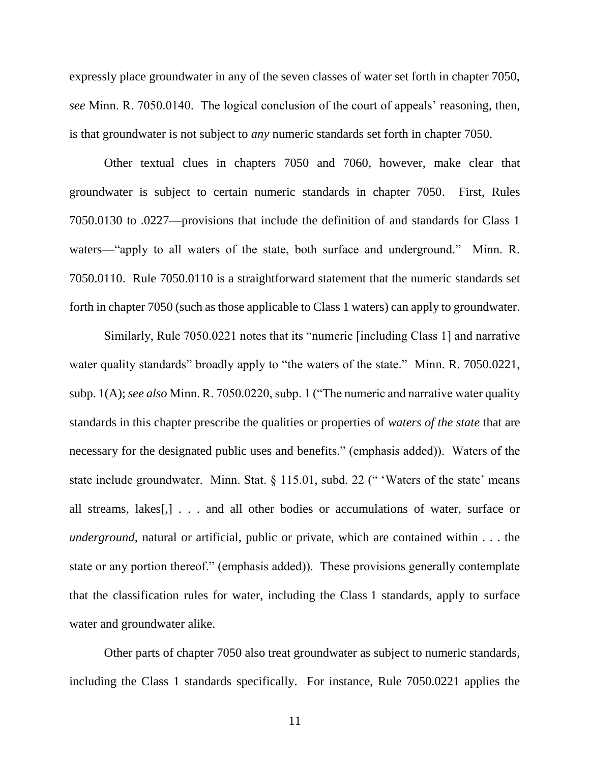expressly place groundwater in any of the seven classes of water set forth in chapter 7050, *see* Minn. R. 7050.0140. The logical conclusion of the court of appeals' reasoning, then, is that groundwater is not subject to *any* numeric standards set forth in chapter 7050.

Other textual clues in chapters 7050 and 7060, however, make clear that groundwater is subject to certain numeric standards in chapter 7050. First, Rules 7050.0130 to .0227—provisions that include the definition of and standards for Class 1 waters—"apply to all waters of the state, both surface and underground." Minn. R. 7050.0110. Rule 7050.0110 is a straightforward statement that the numeric standards set forth in chapter 7050 (such as those applicable to Class 1 waters) can apply to groundwater.

Similarly, Rule 7050.0221 notes that its "numeric [including Class 1] and narrative water quality standards" broadly apply to "the waters of the state." Minn. R. 7050.0221, subp. 1(A); *see also* Minn. R. 7050.0220, subp. 1 ("The numeric and narrative water quality standards in this chapter prescribe the qualities or properties of *waters of the state* that are necessary for the designated public uses and benefits." (emphasis added)). Waters of the state include groundwater. Minn. Stat. § 115.01, subd. 22 (" 'Waters of the state' means all streams, lakes[,] . . . and all other bodies or accumulations of water, surface or *underground*, natural or artificial, public or private, which are contained within . . . the state or any portion thereof." (emphasis added)). These provisions generally contemplate that the classification rules for water, including the Class 1 standards, apply to surface water and groundwater alike.

Other parts of chapter 7050 also treat groundwater as subject to numeric standards, including the Class 1 standards specifically. For instance, Rule 7050.0221 applies the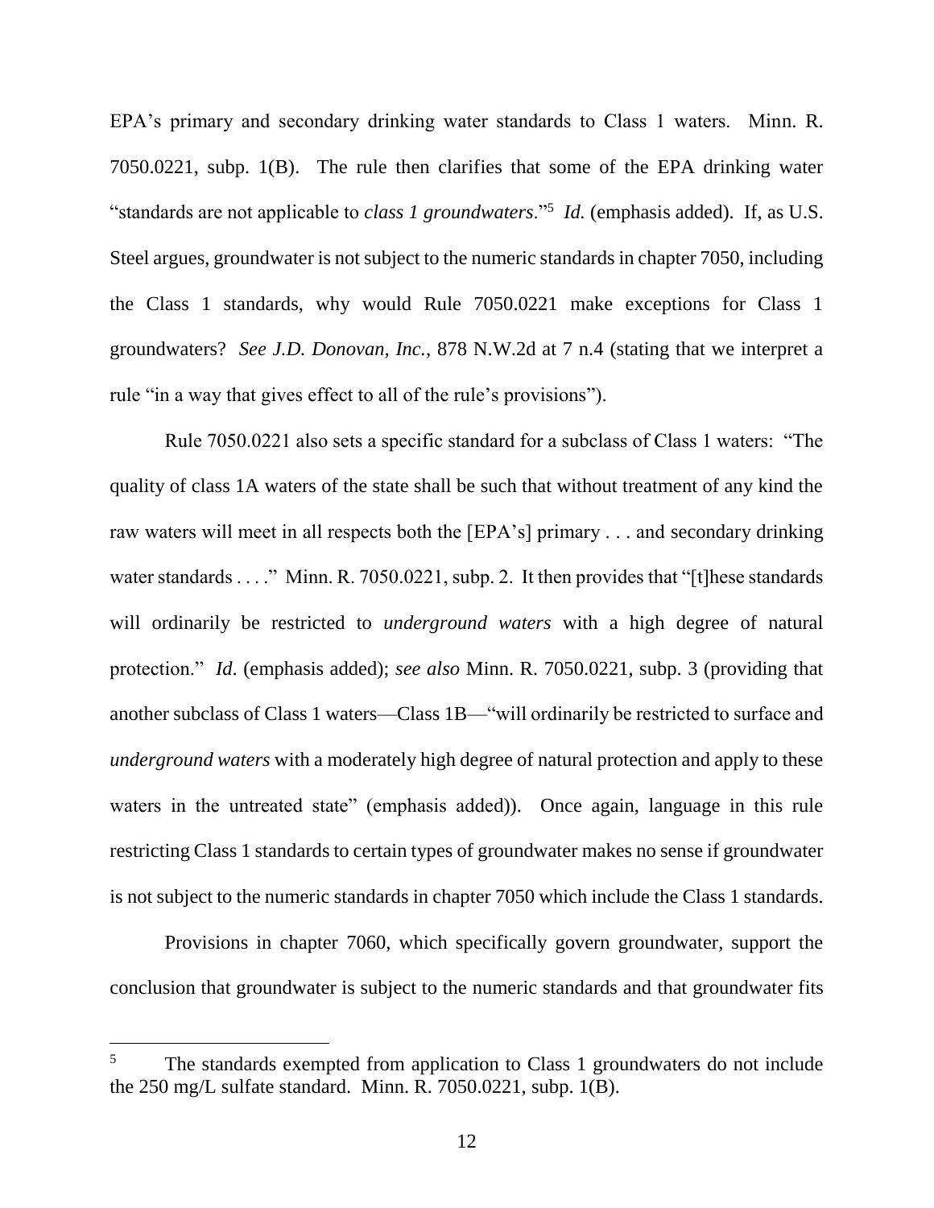EPA's primary and secondary drinking water standards to Class 1 waters. Minn. R. 7050.0221, subp. 1(B). The rule then clarifies that some of the EPA drinking water "standards are not applicable to *class 1 groundwaters*."[5] *Id.* (emphasis added). If, as U.S. Steel argues, groundwater is not subject to the numeric standards in chapter 7050, including the Class 1 standards, why would Rule 7050.0221 make exceptions for Class 1 groundwaters? *See J.D. Donovan, Inc.*, 878 N.W.2d at 7 n.4 (stating that we interpret a rule "in a way that gives effect to all of the rule's provisions").

Rule 7050.0221 also sets a specific standard for a subclass of Class 1 waters: "The quality of class 1A waters of the state shall be such that without treatment of any kind the raw waters will meet in all respects both the [EPA's] primary . . . and secondary drinking water standards . . . ." Minn. R. 7050.0221, subp. 2. It then provides that "[t]hese standards will ordinarily be restricted to *underground waters* with a high degree of natural protection." *Id*. (emphasis added); *see also* Minn. R. 7050.0221, subp. 3 (providing that another subclass of Class 1 waters—Class 1B—"will ordinarily be restricted to surface and *underground waters* with a moderately high degree of natural protection and apply to these waters in the untreated state" (emphasis added)). Once again, language in this rule restricting Class 1 standards to certain types of groundwater makes no sense if groundwater is not subject to the numeric standards in chapter 7050 which include the Class 1 standards.

Provisions in chapter 7060, which specifically govern groundwater, support the conclusion that groundwater is subject to the numeric standards and that groundwater fits

---

[5] The standards exempted from application to Class 1 groundwaters do not include the 250 mg/L sulfate standard. Minn. R. 7050.0221, subp. 1(B).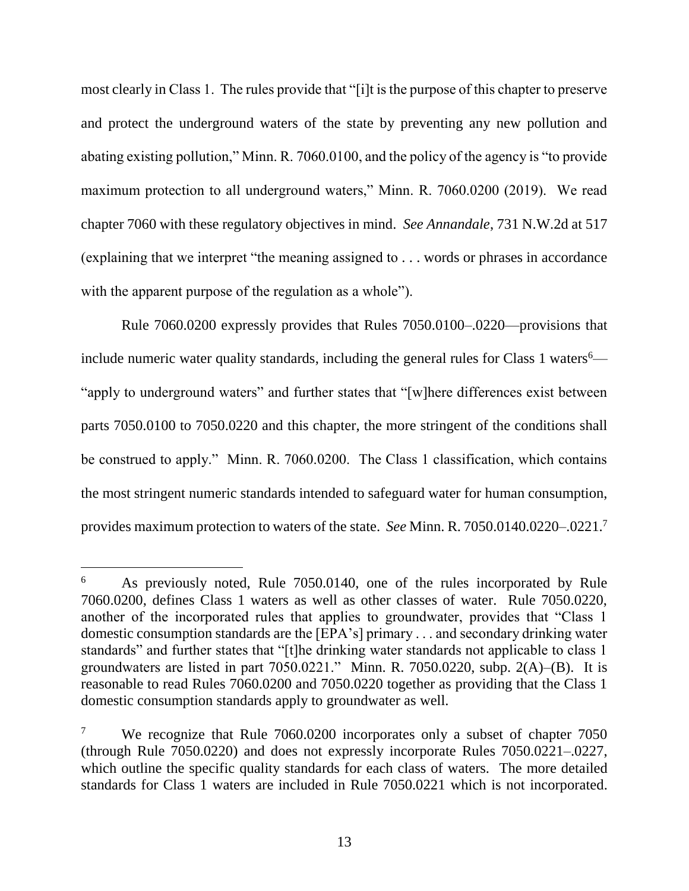most clearly in Class 1. The rules provide that "[i]t is the purpose of this chapter to preserve and protect the underground waters of the state by preventing any new pollution and abating existing pollution," Minn. R. 7060.0100, and the policy of the agency is "to provide maximum protection to all underground waters," Minn. R. 7060.0200 (2019). We read chapter 7060 with these regulatory objectives in mind. *See Annandale*, 731 N.W.2d at 517 (explaining that we interpret "the meaning assigned to . . . words or phrases in accordance with the apparent purpose of the regulation as a whole").

Rule 7060.0200 expressly provides that Rules 7050.0100–.0220—provisions that include numeric water quality standards, including the general rules for Class 1 waters[6]—"apply to underground waters" and further states that "[w]here differences exist between parts 7050.0100 to 7050.0220 and this chapter, the more stringent of the conditions shall be construed to apply." Minn. R. 7060.0200. The Class 1 classification, which contains the most stringent numeric standards intended to safeguard water for human consumption, provides maximum protection to waters of the state. *See* Minn. R. 7050.0140.0220–.0221.[7]

---

[6] As previously noted, Rule 7050.0140, one of the rules incorporated by Rule 7060.0200, defines Class 1 waters as well as other classes of water. Rule 7050.0220, another of the incorporated rules that applies to groundwater, provides that "Class 1 domestic consumption standards are the [EPA's] primary . . . and secondary drinking water standards" and further states that "[t]he drinking water standards not applicable to class 1 groundwaters are listed in part 7050.0221." Minn. R. 7050.0220, subp. 2(A)–(B). It is reasonable to read Rules 7060.0200 and 7050.0220 together as providing that the Class 1 domestic consumption standards apply to groundwater as well.

[7] We recognize that Rule 7060.0200 incorporates only a subset of chapter 7050 (through Rule 7050.0220) and does not expressly incorporate Rules 7050.0221–.0227, which outline the specific quality standards for each class of waters. The more detailed standards for Class 1 waters are included in Rule 7050.0221 which is not incorporated.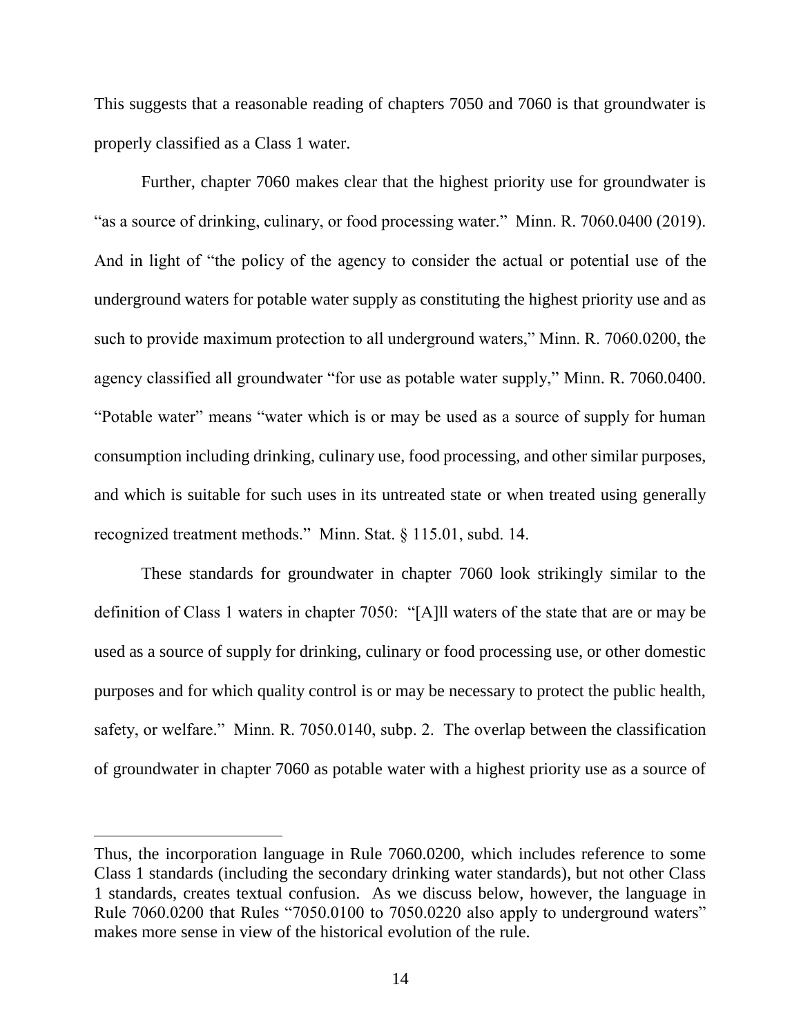This suggests that a reasonable reading of chapters 7050 and 7060 is that groundwater is properly classified as a Class 1 water.

Further, chapter 7060 makes clear that the highest priority use for groundwater is "as a source of drinking, culinary, or food processing water." Minn. R. 7060.0400 (2019). And in light of "the policy of the agency to consider the actual or potential use of the underground waters for potable water supply as constituting the highest priority use and as such to provide maximum protection to all underground waters," Minn. R. 7060.0200, the agency classified all groundwater "for use as potable water supply," Minn. R. 7060.0400. "Potable water" means "water which is or may be used as a source of supply for human consumption including drinking, culinary use, food processing, and other similar purposes, and which is suitable for such uses in its untreated state or when treated using generally recognized treatment methods." Minn. Stat. § 115.01, subd. 14.

These standards for groundwater in chapter 7060 look strikingly similar to the definition of Class 1 waters in chapter 7050: "[A]ll waters of the state that are or may be used as a source of supply for drinking, culinary or food processing use, or other domestic purposes and for which quality control is or may be necessary to protect the public health, safety, or welfare." Minn. R. 7050.0140, subp. 2. The overlap between the classification of groundwater in chapter 7060 as potable water with a highest priority use as a source of

---

Thus, the incorporation language in Rule 7060.0200, which includes reference to some Class 1 standards (including the secondary drinking water standards), but not other Class 1 standards, creates textual confusion. As we discuss below, however, the language in Rule 7060.0200 that Rules "7050.0100 to 7050.0220 also apply to underground waters" makes more sense in view of the historical evolution of the rule.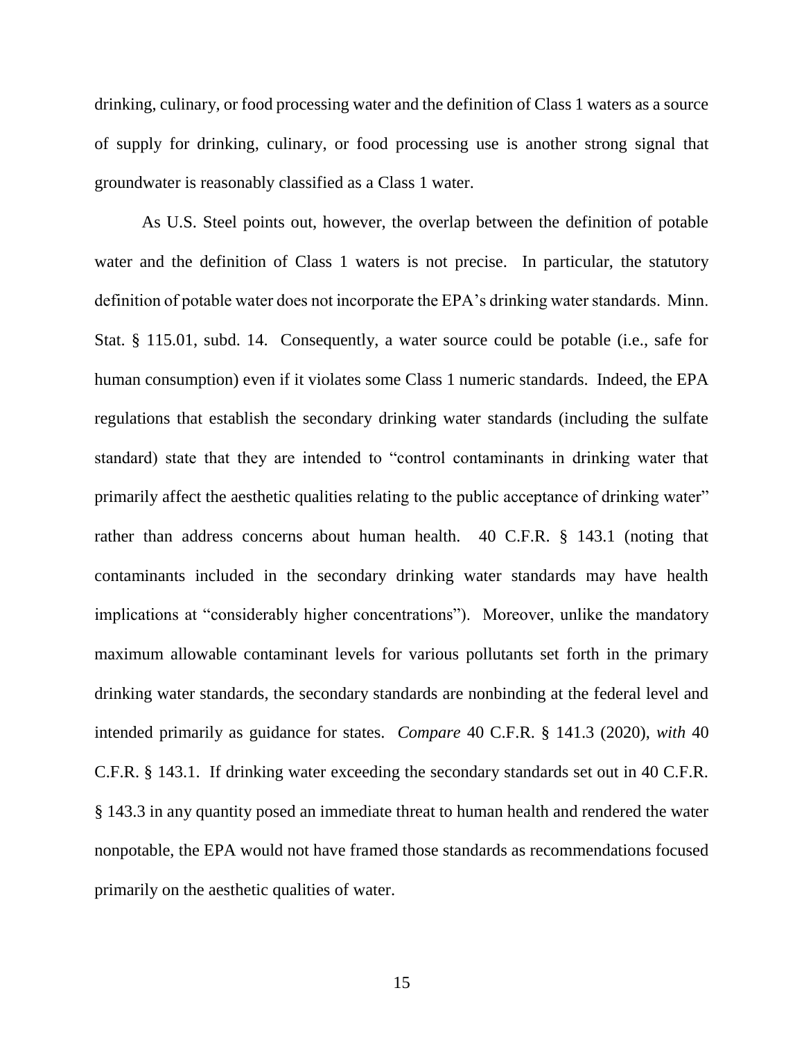drinking, culinary, or food processing water and the definition of Class 1 waters as a source of supply for drinking, culinary, or food processing use is another strong signal that groundwater is reasonably classified as a Class 1 water.

As U.S. Steel points out, however, the overlap between the definition of potable water and the definition of Class 1 waters is not precise. In particular, the statutory definition of potable water does not incorporate the EPA's drinking water standards. Minn. Stat. § 115.01, subd. 14. Consequently, a water source could be potable (i.e., safe for human consumption) even if it violates some Class 1 numeric standards. Indeed, the EPA regulations that establish the secondary drinking water standards (including the sulfate standard) state that they are intended to "control contaminants in drinking water that primarily affect the aesthetic qualities relating to the public acceptance of drinking water" rather than address concerns about human health. 40 C.F.R. § 143.1 (noting that contaminants included in the secondary drinking water standards may have health implications at "considerably higher concentrations"). Moreover, unlike the mandatory maximum allowable contaminant levels for various pollutants set forth in the primary drinking water standards, the secondary standards are nonbinding at the federal level and intended primarily as guidance for states. *Compare* 40 C.F.R. § 141.3 (2020), *with* 40 C.F.R. § 143.1. If drinking water exceeding the secondary standards set out in 40 C.F.R. § 143.3 in any quantity posed an immediate threat to human health and rendered the water nonpotable, the EPA would not have framed those standards as recommendations focused primarily on the aesthetic qualities of water.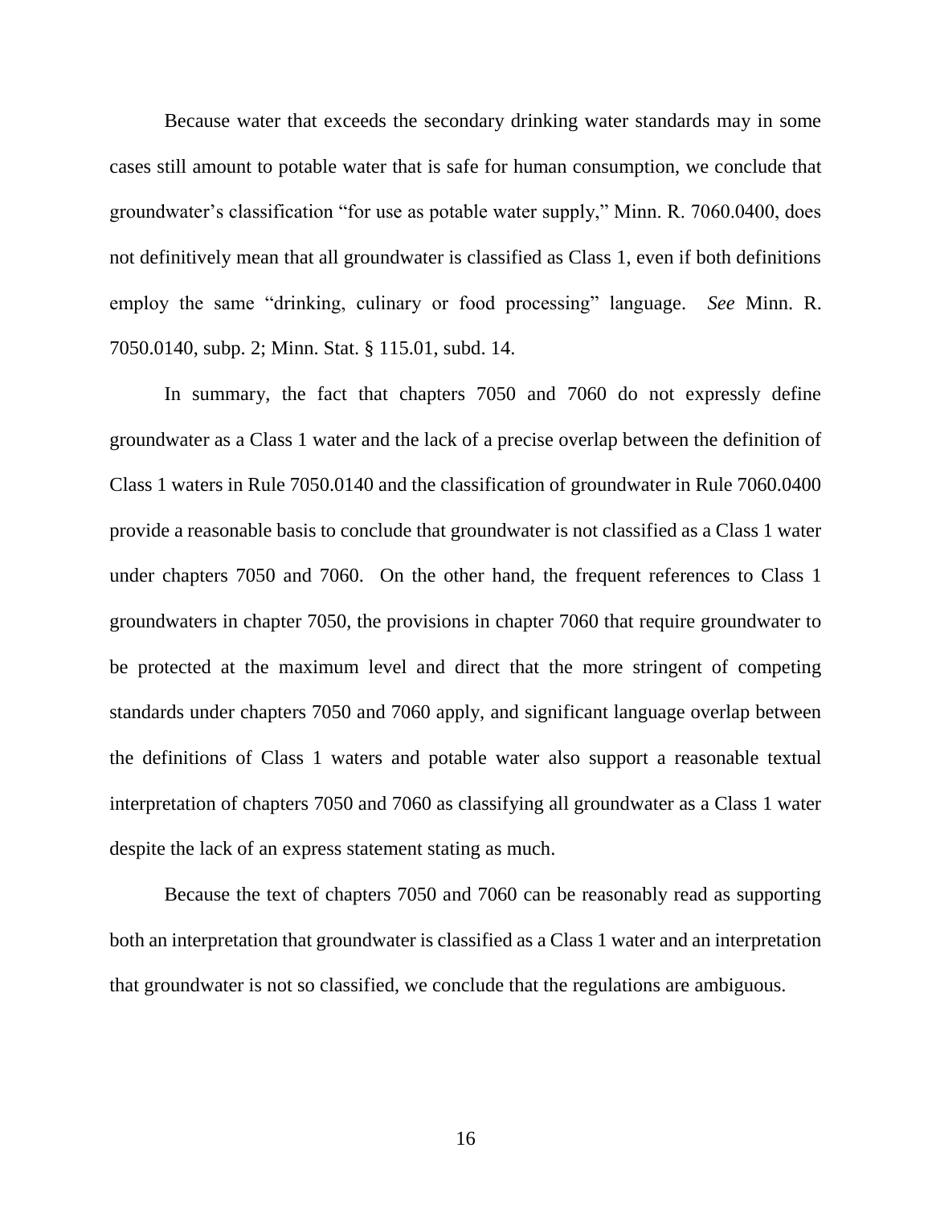Because water that exceeds the secondary drinking water standards may in some cases still amount to potable water that is safe for human consumption, we conclude that groundwater's classification "for use as potable water supply," Minn. R. 7060.0400, does not definitively mean that all groundwater is classified as Class 1, even if both definitions employ the same "drinking, culinary or food processing" language. *See* Minn. R. 7050.0140, subp. 2; Minn. Stat. § 115.01, subd. 14.

In summary, the fact that chapters 7050 and 7060 do not expressly define groundwater as a Class 1 water and the lack of a precise overlap between the definition of Class 1 waters in Rule 7050.0140 and the classification of groundwater in Rule 7060.0400 provide a reasonable basis to conclude that groundwater is not classified as a Class 1 water under chapters 7050 and 7060. On the other hand, the frequent references to Class 1 groundwaters in chapter 7050, the provisions in chapter 7060 that require groundwater to be protected at the maximum level and direct that the more stringent of competing standards under chapters 7050 and 7060 apply, and significant language overlap between the definitions of Class 1 waters and potable water also support a reasonable textual interpretation of chapters 7050 and 7060 as classifying all groundwater as a Class 1 water despite the lack of an express statement stating as much.

Because the text of chapters 7050 and 7060 can be reasonably read as supporting both an interpretation that groundwater is classified as a Class 1 water and an interpretation that groundwater is not so classified, we conclude that the regulations are ambiguous.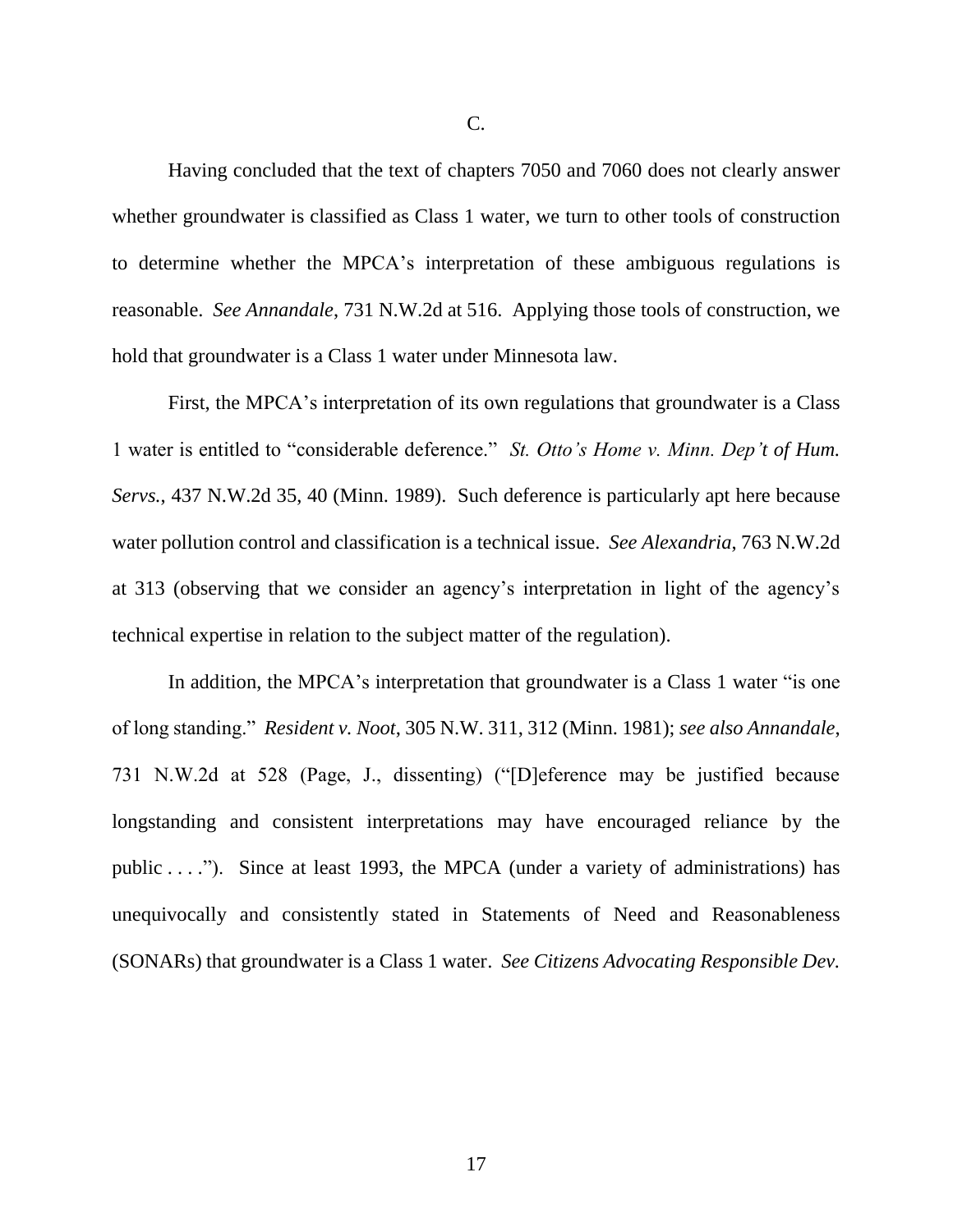C.

Having concluded that the text of chapters 7050 and 7060 does not clearly answer whether groundwater is classified as Class 1 water, we turn to other tools of construction to determine whether the MPCA's interpretation of these ambiguous regulations is reasonable. *See Annandale*, 731 N.W.2d at 516. Applying those tools of construction, we hold that groundwater is a Class 1 water under Minnesota law.

First, the MPCA's interpretation of its own regulations that groundwater is a Class 1 water is entitled to "considerable deference." *St. Otto's Home v. Minn. Dep't of Hum. Servs.*, 437 N.W.2d 35, 40 (Minn. 1989). Such deference is particularly apt here because water pollution control and classification is a technical issue. *See Alexandria*, 763 N.W.2d at 313 (observing that we consider an agency's interpretation in light of the agency's technical expertise in relation to the subject matter of the regulation).

In addition, the MPCA's interpretation that groundwater is a Class 1 water "is one of long standing." *Resident v. Noot*, 305 N.W. 311, 312 (Minn. 1981); *see also Annandale*, 731 N.W.2d at 528 (Page, J., dissenting) ("[D]eference may be justified because longstanding and consistent interpretations may have encouraged reliance by the public . . . ."). Since at least 1993, the MPCA (under a variety of administrations) has unequivocally and consistently stated in Statements of Need and Reasonableness (SONARs) that groundwater is a Class 1 water. *See Citizens Advocating Responsible Dev.*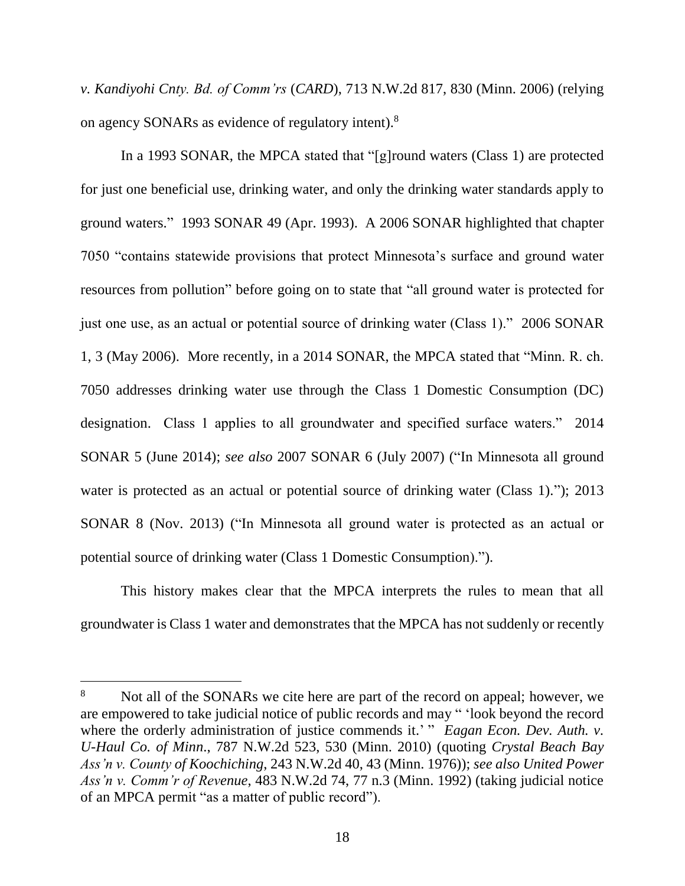*v. Kandiyohi Cnty. Bd. of Comm'rs* (*CARD*), 713 N.W.2d 817, 830 (Minn. 2006) (relying on agency SONARs as evidence of regulatory intent).[8]

In a 1993 SONAR, the MPCA stated that "[g]round waters (Class 1) are protected for just one beneficial use, drinking water, and only the drinking water standards apply to ground waters." 1993 SONAR 49 (Apr. 1993). A 2006 SONAR highlighted that chapter 7050 "contains statewide provisions that protect Minnesota's surface and ground water resources from pollution" before going on to state that "all ground water is protected for just one use, as an actual or potential source of drinking water (Class 1)." 2006 SONAR 1, 3 (May 2006). More recently, in a 2014 SONAR, the MPCA stated that "Minn. R. ch. 7050 addresses drinking water use through the Class 1 Domestic Consumption (DC) designation. Class 1 applies to all groundwater and specified surface waters." 2014 SONAR 5 (June 2014); *see also* 2007 SONAR 6 (July 2007) ("In Minnesota all ground water is protected as an actual or potential source of drinking water (Class 1)."); 2013 SONAR 8 (Nov. 2013) ("In Minnesota all ground water is protected as an actual or potential source of drinking water (Class 1 Domestic Consumption).").

This history makes clear that the MPCA interprets the rules to mean that all groundwater is Class 1 water and demonstrates that the MPCA has not suddenly or recently

---

[8] Not all of the SONARs we cite here are part of the record on appeal; however, we are empowered to take judicial notice of public records and may " 'look beyond the record where the orderly administration of justice commends it.' " *Eagan Econ. Dev. Auth. v. U-Haul Co. of Minn.*, 787 N.W.2d 523, 530 (Minn. 2010) (quoting *Crystal Beach Bay Ass'n v. County of Koochiching*, 243 N.W.2d 40, 43 (Minn. 1976)); *see also United Power Ass'n v. Comm'r of Revenue*, 483 N.W.2d 74, 77 n.3 (Minn. 1992) (taking judicial notice of an MPCA permit "as a matter of public record").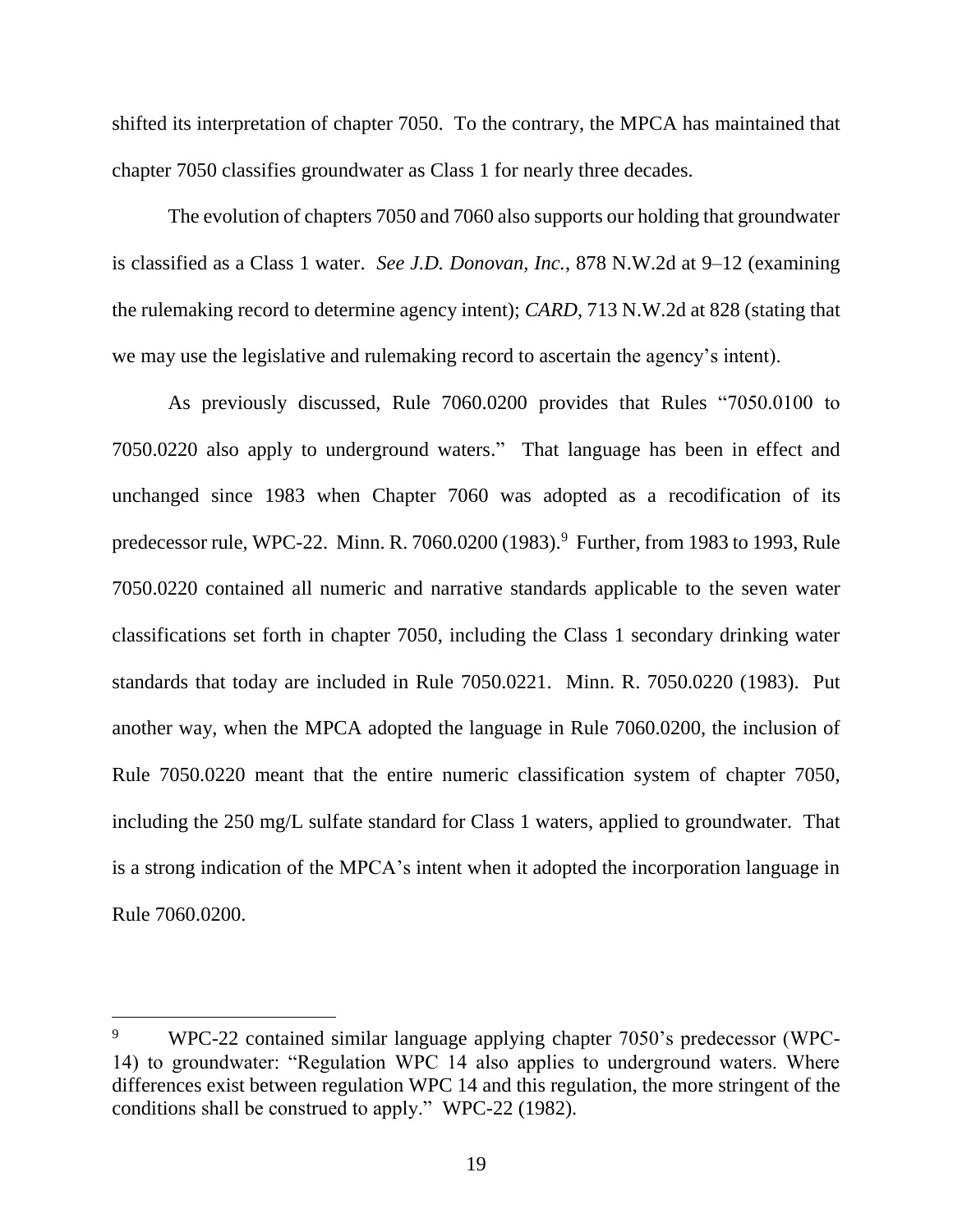shifted its interpretation of chapter 7050. To the contrary, the MPCA has maintained that chapter 7050 classifies groundwater as Class 1 for nearly three decades.

The evolution of chapters 7050 and 7060 also supports our holding that groundwater is classified as a Class 1 water. *See J.D. Donovan, Inc.*, 878 N.W.2d at 9–12 (examining the rulemaking record to determine agency intent); *CARD*, 713 N.W.2d at 828 (stating that we may use the legislative and rulemaking record to ascertain the agency's intent).

As previously discussed, Rule 7060.0200 provides that Rules "7050.0100 to 7050.0220 also apply to underground waters." That language has been in effect and unchanged since 1983 when Chapter 7060 was adopted as a recodification of its predecessor rule, WPC-22. Minn. R. 7060.0200 (1983).[9] Further, from 1983 to 1993, Rule 7050.0220 contained all numeric and narrative standards applicable to the seven water classifications set forth in chapter 7050, including the Class 1 secondary drinking water standards that today are included in Rule 7050.0221. Minn. R. 7050.0220 (1983). Put another way, when the MPCA adopted the language in Rule 7060.0200, the inclusion of Rule 7050.0220 meant that the entire numeric classification system of chapter 7050, including the 250 mg/L sulfate standard for Class 1 waters, applied to groundwater. That is a strong indication of the MPCA's intent when it adopted the incorporation language in Rule 7060.0200.

---

[9] WPC-22 contained similar language applying chapter 7050's predecessor (WPC-14) to groundwater: "Regulation WPC 14 also applies to underground waters. Where differences exist between regulation WPC 14 and this regulation, the more stringent of the conditions shall be construed to apply." WPC-22 (1982).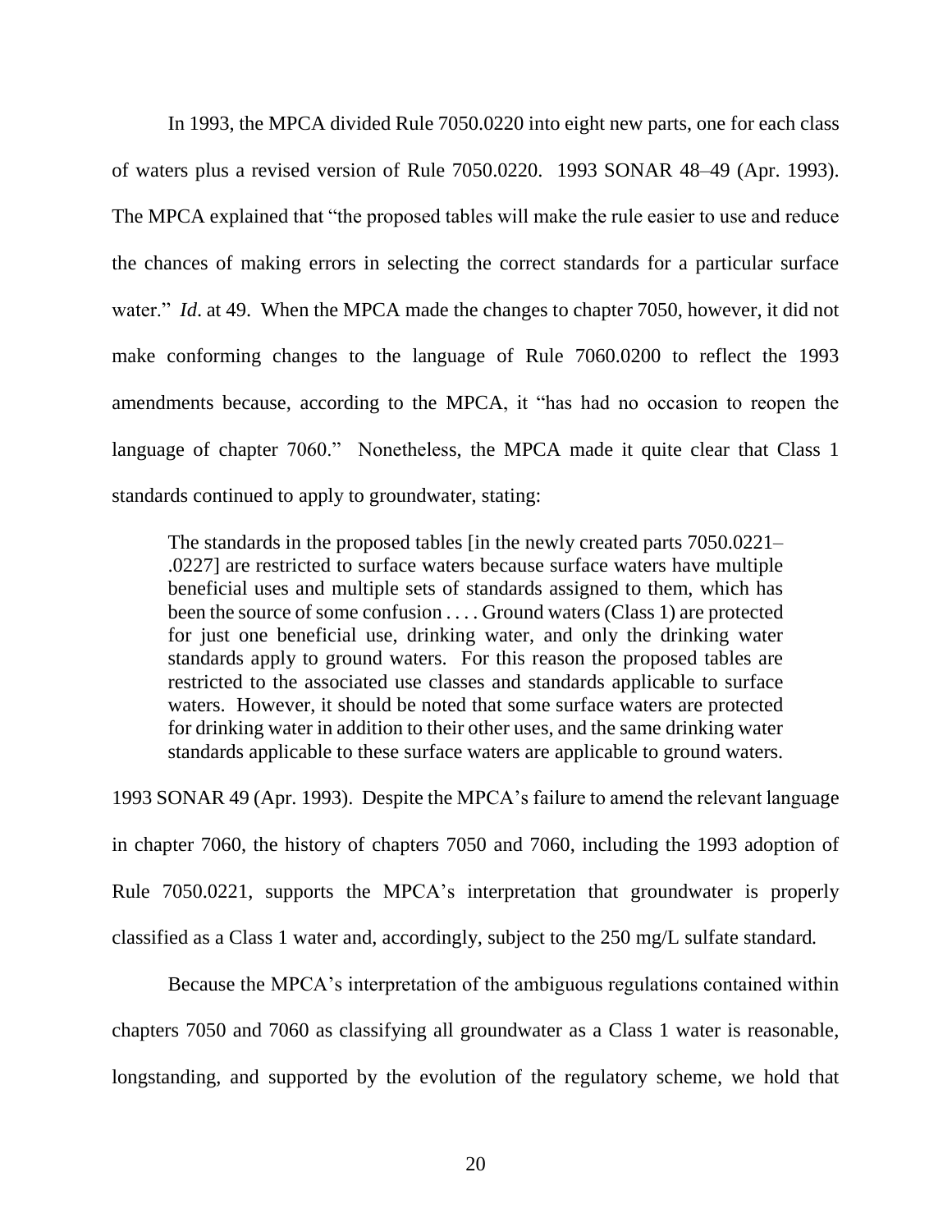In 1993, the MPCA divided Rule 7050.0220 into eight new parts, one for each class of waters plus a revised version of Rule 7050.0220. 1993 SONAR 48–49 (Apr. 1993). The MPCA explained that "the proposed tables will make the rule easier to use and reduce the chances of making errors in selecting the correct standards for a particular surface water." *Id*. at 49. When the MPCA made the changes to chapter 7050, however, it did not make conforming changes to the language of Rule 7060.0200 to reflect the 1993 amendments because, according to the MPCA, it "has had no occasion to reopen the language of chapter 7060." Nonetheless, the MPCA made it quite clear that Class 1 standards continued to apply to groundwater, stating:

> The standards in the proposed tables [in the newly created parts 7050.0221–.0227] are restricted to surface waters because surface waters have multiple beneficial uses and multiple sets of standards assigned to them, which has been the source of some confusion . . . . Ground waters (Class 1) are protected for just one beneficial use, drinking water, and only the drinking water standards apply to ground waters. For this reason the proposed tables are restricted to the associated use classes and standards applicable to surface waters. However, it should be noted that some surface waters are protected for drinking water in addition to their other uses, and the same drinking water standards applicable to these surface waters are applicable to ground waters.

1993 SONAR 49 (Apr. 1993). Despite the MPCA's failure to amend the relevant language in chapter 7060, the history of chapters 7050 and 7060, including the 1993 adoption of Rule 7050.0221, supports the MPCA's interpretation that groundwater is properly classified as a Class 1 water and, accordingly, subject to the 250 mg/L sulfate standard.

Because the MPCA's interpretation of the ambiguous regulations contained within chapters 7050 and 7060 as classifying all groundwater as a Class 1 water is reasonable, longstanding, and supported by the evolution of the regulatory scheme, we hold that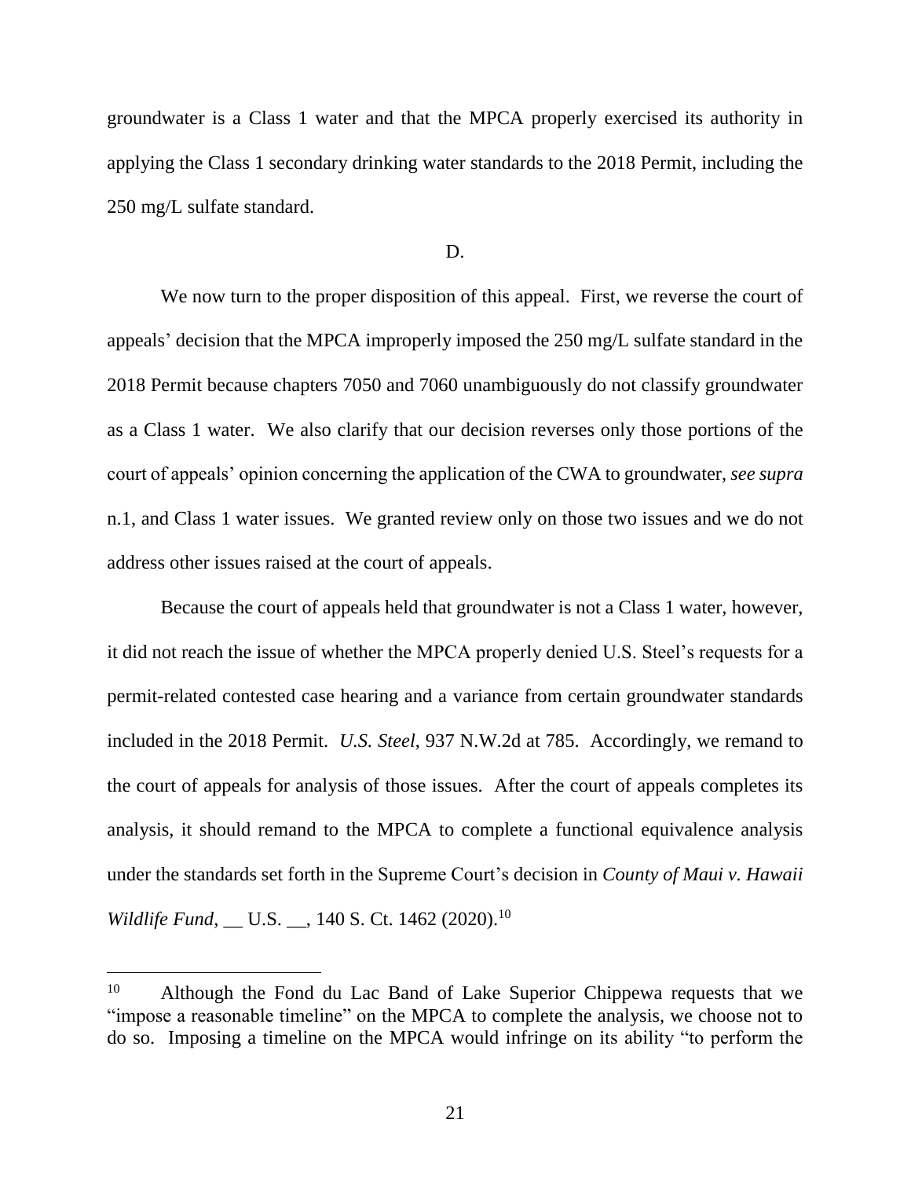groundwater is a Class 1 water and that the MPCA properly exercised its authority in applying the Class 1 secondary drinking water standards to the 2018 Permit, including the 250 mg/L sulfate standard.

D.

We now turn to the proper disposition of this appeal. First, we reverse the court of appeals' decision that the MPCA improperly imposed the 250 mg/L sulfate standard in the 2018 Permit because chapters 7050 and 7060 unambiguously do not classify groundwater as a Class 1 water. We also clarify that our decision reverses only those portions of the court of appeals' opinion concerning the application of the CWA to groundwater, *see supra* n.1, and Class 1 water issues. We granted review only on those two issues and we do not address other issues raised at the court of appeals.

Because the court of appeals held that groundwater is not a Class 1 water, however, it did not reach the issue of whether the MPCA properly denied U.S. Steel's requests for a permit-related contested case hearing and a variance from certain groundwater standards included in the 2018 Permit. *U.S. Steel*, 937 N.W.2d at 785. Accordingly, we remand to the court of appeals for analysis of those issues. After the court of appeals completes its analysis, it should remand to the MPCA to complete a functional equivalence analysis under the standards set forth in the Supreme Court's decision in *County of Maui v. Hawaii Wildlife Fund*, __ U.S. __, 140 S. Ct. 1462 (2020).[10]

---

[10] Although the Fond du Lac Band of Lake Superior Chippewa requests that we "impose a reasonable timeline" on the MPCA to complete the analysis, we choose not to do so. Imposing a timeline on the MPCA would infringe on its ability "to perform the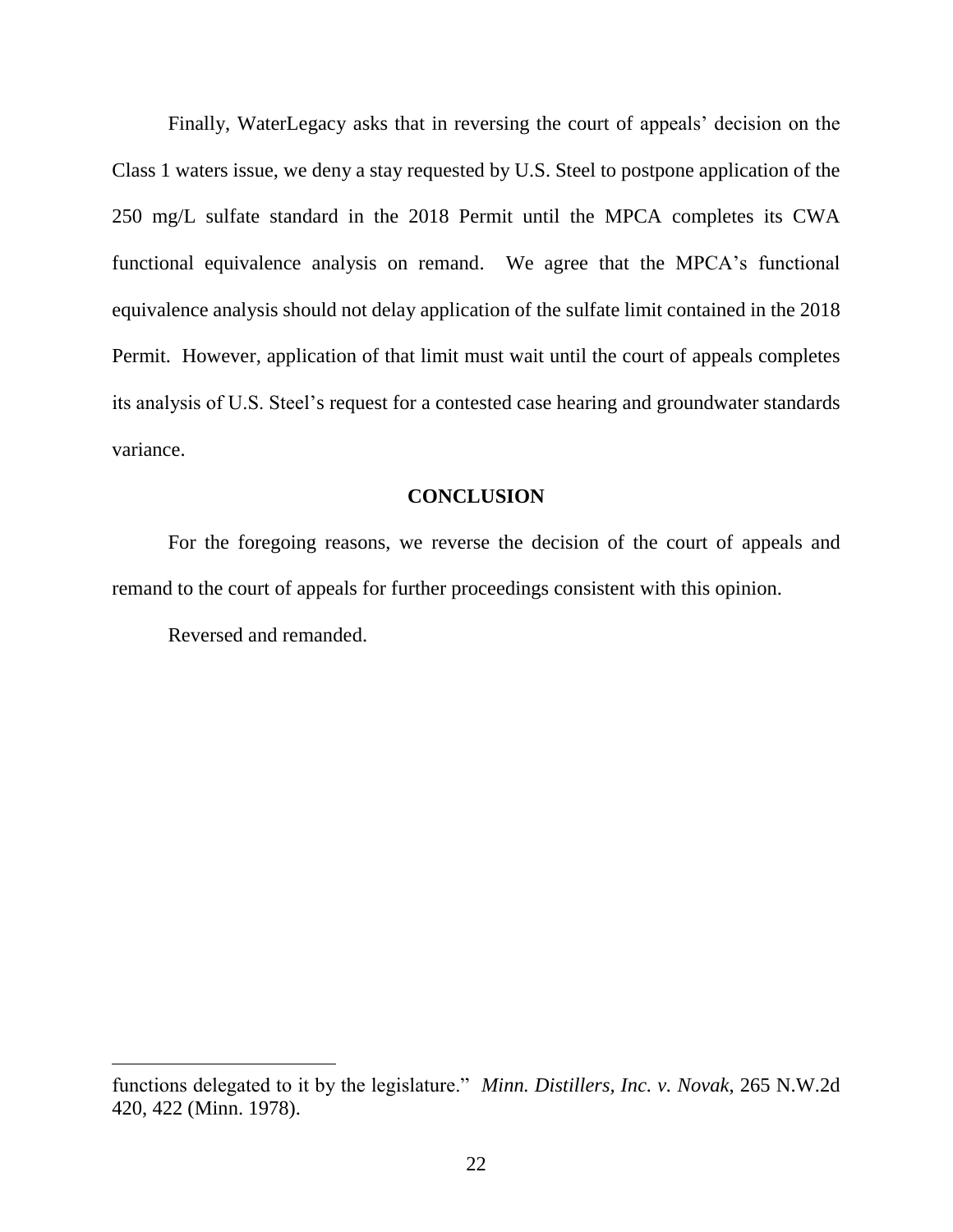Finally, WaterLegacy asks that in reversing the court of appeals' decision on the Class 1 waters issue, we deny a stay requested by U.S. Steel to postpone application of the 250 mg/L sulfate standard in the 2018 Permit until the MPCA completes its CWA functional equivalence analysis on remand. We agree that the MPCA's functional equivalence analysis should not delay application of the sulfate limit contained in the 2018 Permit. However, application of that limit must wait until the court of appeals completes its analysis of U.S. Steel's request for a contested case hearing and groundwater standards variance.

## CONCLUSION

For the foregoing reasons, we reverse the decision of the court of appeals and remand to the court of appeals for further proceedings consistent with this opinion.

Reversed and remanded.

---

functions delegated to it by the legislature." *Minn. Distillers, Inc. v. Novak*, 265 N.W.2d 420, 422 (Minn. 1978).